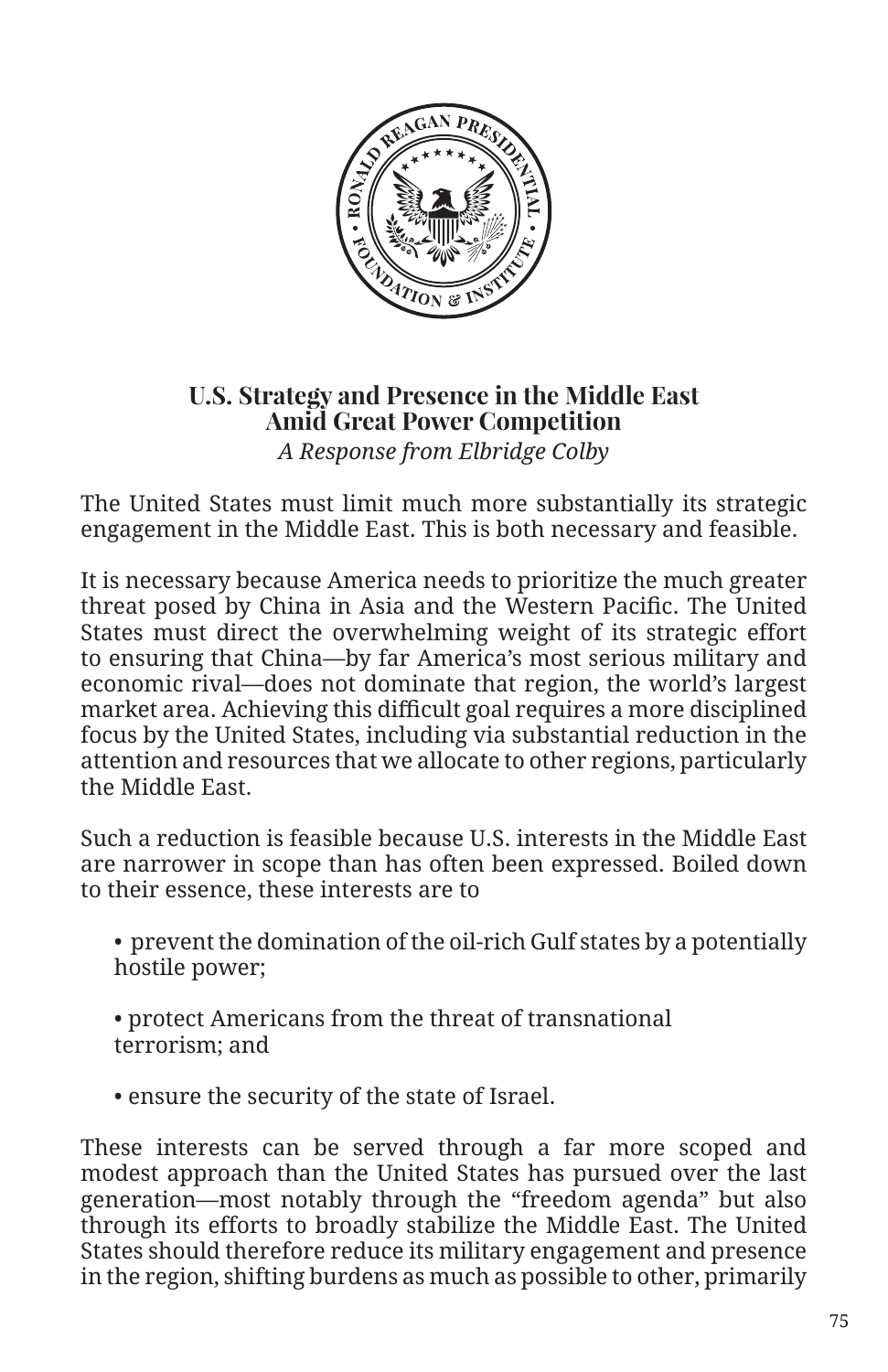## U.S. Strategy and Presence in the Middle East Amid Great Power Competition

*A Response from Elbridge Colby*

The United States must limit much more substantially its strategic engagement in the Middle East. This is both necessary and feasible.

It is necessary because America needs to prioritize the much greater threat posed by China in Asia and the Western Pacific. The United States must direct the overwhelming weight of its strategic effort to ensuring that China—by far America's most serious military and economic rival—does not dominate that region, the world's largest market area. Achieving this difficult goal requires a more disciplined focus by the United States, including via substantial reduction in the attention and resources that we allocate to other regions, particularly the Middle East.

Such a reduction is feasible because U.S. interests in the Middle East are narrower in scope than has often been expressed. Boiled down to their essence, these interests are to

- prevent the domination of the oil-rich Gulf states by a potentially hostile power;
- protect Americans from the threat of transnational terrorism; and
- ensure the security of the state of Israel.

These interests can be served through a far more scoped and modest approach than the United States has pursued over the last generation—most notably through the "freedom agenda" but also through its efforts to broadly stabilize the Middle East. The United States should therefore reduce its military engagement and presence in the region, shifting burdens as much as possible to other, primarily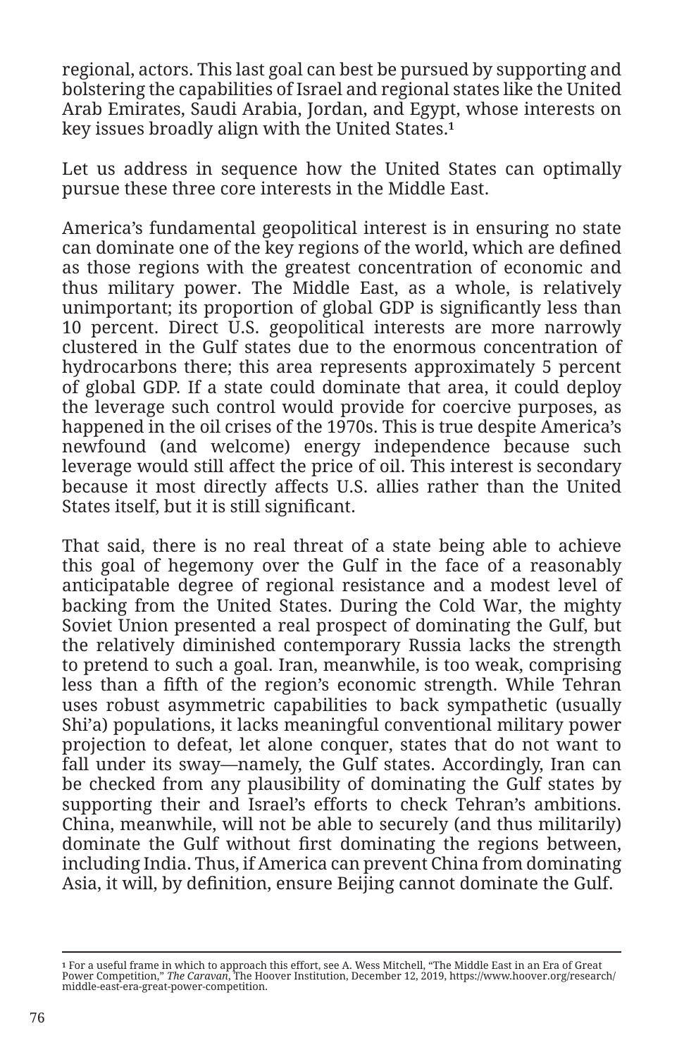regional, actors. This last goal can best be pursued by supporting and bolstering the capabilities of Israel and regional states like the United Arab Emirates, Saudi Arabia, Jordan, and Egypt, whose interests on key issues broadly align with the United States.[1]

Let us address in sequence how the United States can optimally pursue these three core interests in the Middle East.

America's fundamental geopolitical interest is in ensuring no state can dominate one of the key regions of the world, which are defined as those regions with the greatest concentration of economic and thus military power. The Middle East, as a whole, is relatively unimportant; its proportion of global GDP is significantly less than 10 percent. Direct U.S. geopolitical interests are more narrowly clustered in the Gulf states due to the enormous concentration of hydrocarbons there; this area represents approximately 5 percent of global GDP. If a state could dominate that area, it could deploy the leverage such control would provide for coercive purposes, as happened in the oil crises of the 1970s. This is true despite America's newfound (and welcome) energy independence because such leverage would still affect the price of oil. This interest is secondary because it most directly affects U.S. allies rather than the United States itself, but it is still significant.

That said, there is no real threat of a state being able to achieve this goal of hegemony over the Gulf in the face of a reasonably anticipatable degree of regional resistance and a modest level of backing from the United States. During the Cold War, the mighty Soviet Union presented a real prospect of dominating the Gulf, but the relatively diminished contemporary Russia lacks the strength to pretend to such a goal. Iran, meanwhile, is too weak, comprising less than a fifth of the region's economic strength. While Tehran uses robust asymmetric capabilities to back sympathetic (usually Shi'a) populations, it lacks meaningful conventional military power projection to defeat, let alone conquer, states that do not want to fall under its sway—namely, the Gulf states. Accordingly, Iran can be checked from any plausibility of dominating the Gulf states by supporting their and Israel's efforts to check Tehran's ambitions. China, meanwhile, will not be able to securely (and thus militarily) dominate the Gulf without first dominating the regions between, including India. Thus, if America can prevent China from dominating Asia, it will, by definition, ensure Beijing cannot dominate the Gulf.

---

[1] For a useful frame in which to approach this effort, see A. Wess Mitchell, "The Middle East in an Era of Great Power Competition," *The Caravan*, The Hoover Institution, December 12, 2019, https://www.hoover.org/research/middle-east-era-great-power-competition.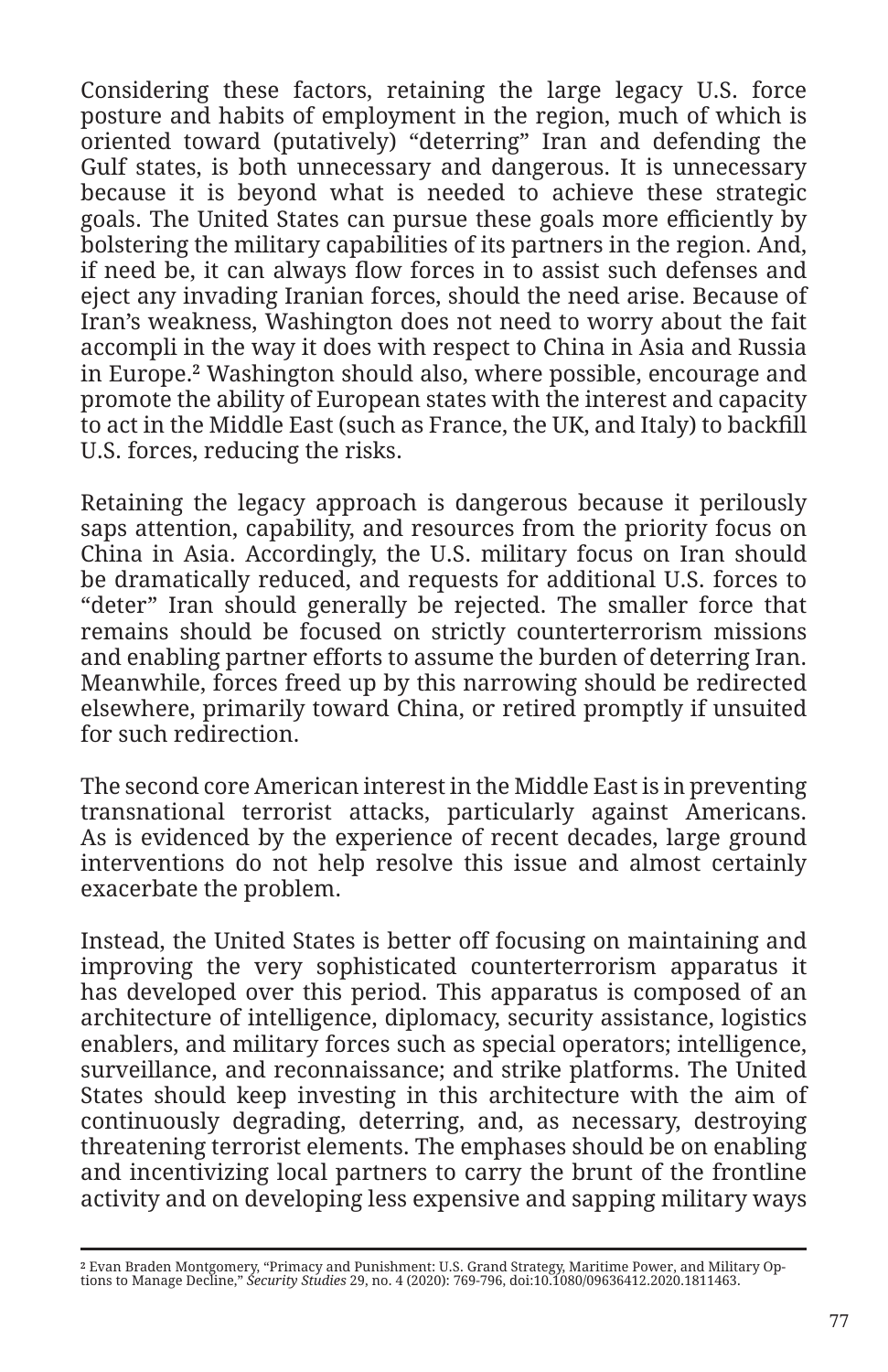Considering these factors, retaining the large legacy U.S. force posture and habits of employment in the region, much of which is oriented toward (putatively) "deterring" Iran and defending the Gulf states, is both unnecessary and dangerous. It is unnecessary because it is beyond what is needed to achieve these strategic goals. The United States can pursue these goals more efficiently by bolstering the military capabilities of its partners in the region. And, if need be, it can always flow forces in to assist such defenses and eject any invading Iranian forces, should the need arise. Because of Iran's weakness, Washington does not need to worry about the fait accompli in the way it does with respect to China in Asia and Russia in Europe.[2] Washington should also, where possible, encourage and promote the ability of European states with the interest and capacity to act in the Middle East (such as France, the UK, and Italy) to backfill U.S. forces, reducing the risks.

Retaining the legacy approach is dangerous because it perilously saps attention, capability, and resources from the priority focus on China in Asia. Accordingly, the U.S. military focus on Iran should be dramatically reduced, and requests for additional U.S. forces to "deter" Iran should generally be rejected. The smaller force that remains should be focused on strictly counterterrorism missions and enabling partner efforts to assume the burden of deterring Iran. Meanwhile, forces freed up by this narrowing should be redirected elsewhere, primarily toward China, or retired promptly if unsuited for such redirection.

The second core American interest in the Middle East is in preventing transnational terrorist attacks, particularly against Americans. As is evidenced by the experience of recent decades, large ground interventions do not help resolve this issue and almost certainly exacerbate the problem.

Instead, the United States is better off focusing on maintaining and improving the very sophisticated counterterrorism apparatus it has developed over this period. This apparatus is composed of an architecture of intelligence, diplomacy, security assistance, logistics enablers, and military forces such as special operators; intelligence, surveillance, and reconnaissance; and strike platforms. The United States should keep investing in this architecture with the aim of continuously degrading, deterring, and, as necessary, destroying threatening terrorist elements. The emphases should be on enabling and incentivizing local partners to carry the brunt of the frontline activity and on developing less expensive and sapping military ways

---

[2] Evan Braden Montgomery, "Primacy and Punishment: U.S. Grand Strategy, Maritime Power, and Military Options to Manage Decline," *Security Studies* 29, no. 4 (2020): 769-796, doi:10.1080/09636412.2020.1811463.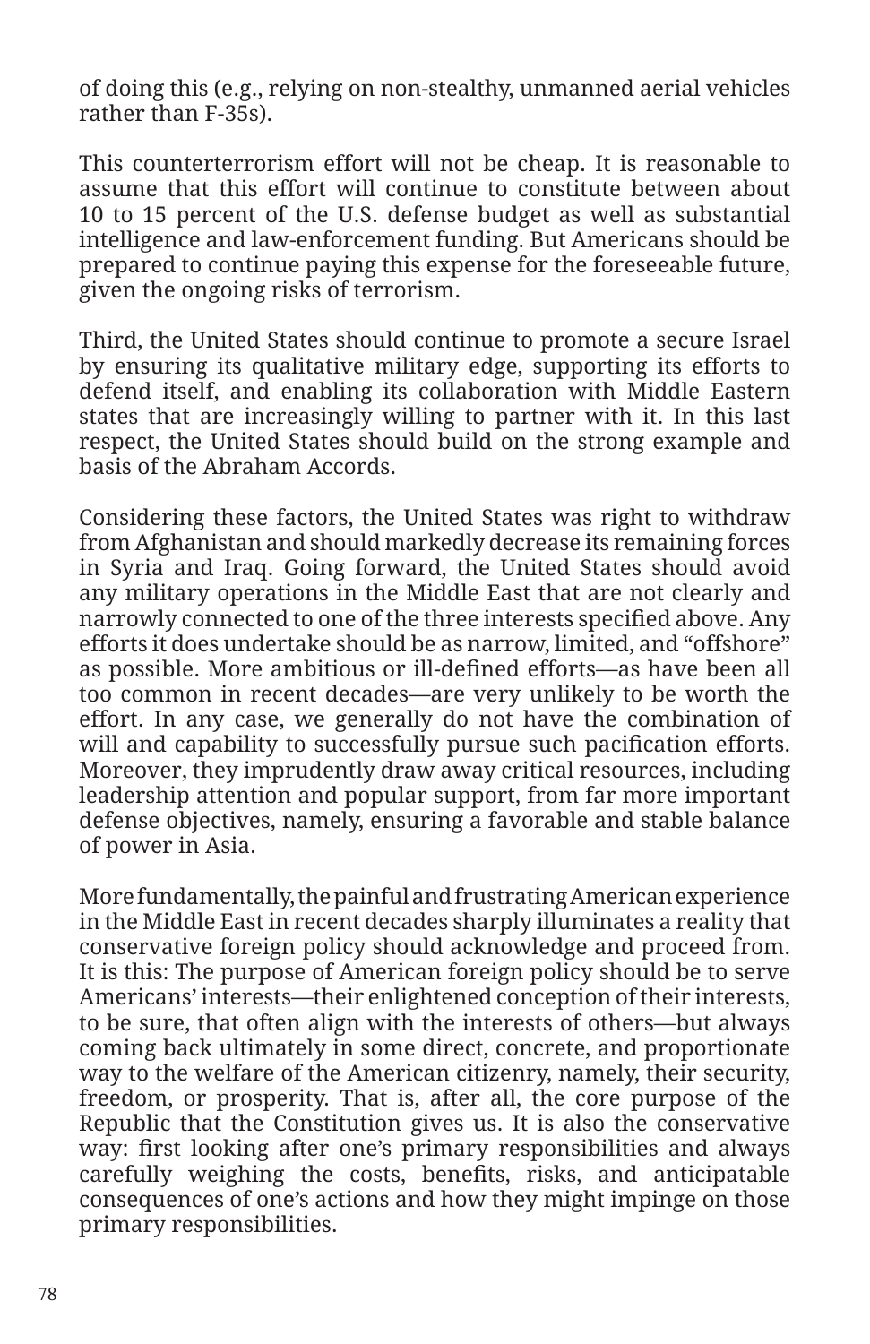of doing this (e.g., relying on non-stealthy, unmanned aerial vehicles rather than F-35s).

This counterterrorism effort will not be cheap. It is reasonable to assume that this effort will continue to constitute between about 10 to 15 percent of the U.S. defense budget as well as substantial intelligence and law-enforcement funding. But Americans should be prepared to continue paying this expense for the foreseeable future, given the ongoing risks of terrorism.

Third, the United States should continue to promote a secure Israel by ensuring its qualitative military edge, supporting its efforts to defend itself, and enabling its collaboration with Middle Eastern states that are increasingly willing to partner with it. In this last respect, the United States should build on the strong example and basis of the Abraham Accords.

Considering these factors, the United States was right to withdraw from Afghanistan and should markedly decrease its remaining forces in Syria and Iraq. Going forward, the United States should avoid any military operations in the Middle East that are not clearly and narrowly connected to one of the three interests specified above. Any efforts it does undertake should be as narrow, limited, and "offshore" as possible. More ambitious or ill-defined efforts—as have been all too common in recent decades—are very unlikely to be worth the effort. In any case, we generally do not have the combination of will and capability to successfully pursue such pacification efforts. Moreover, they imprudently draw away critical resources, including leadership attention and popular support, from far more important defense objectives, namely, ensuring a favorable and stable balance of power in Asia.

More fundamentally, the painful and frustrating American experience in the Middle East in recent decades sharply illuminates a reality that conservative foreign policy should acknowledge and proceed from. It is this: The purpose of American foreign policy should be to serve Americans' interests—their enlightened conception of their interests, to be sure, that often align with the interests of others—but always coming back ultimately in some direct, concrete, and proportionate way to the welfare of the American citizenry, namely, their security, freedom, or prosperity. That is, after all, the core purpose of the Republic that the Constitution gives us. It is also the conservative way: first looking after one's primary responsibilities and always carefully weighing the costs, benefits, risks, and anticipatable consequences of one's actions and how they might impinge on those primary responsibilities.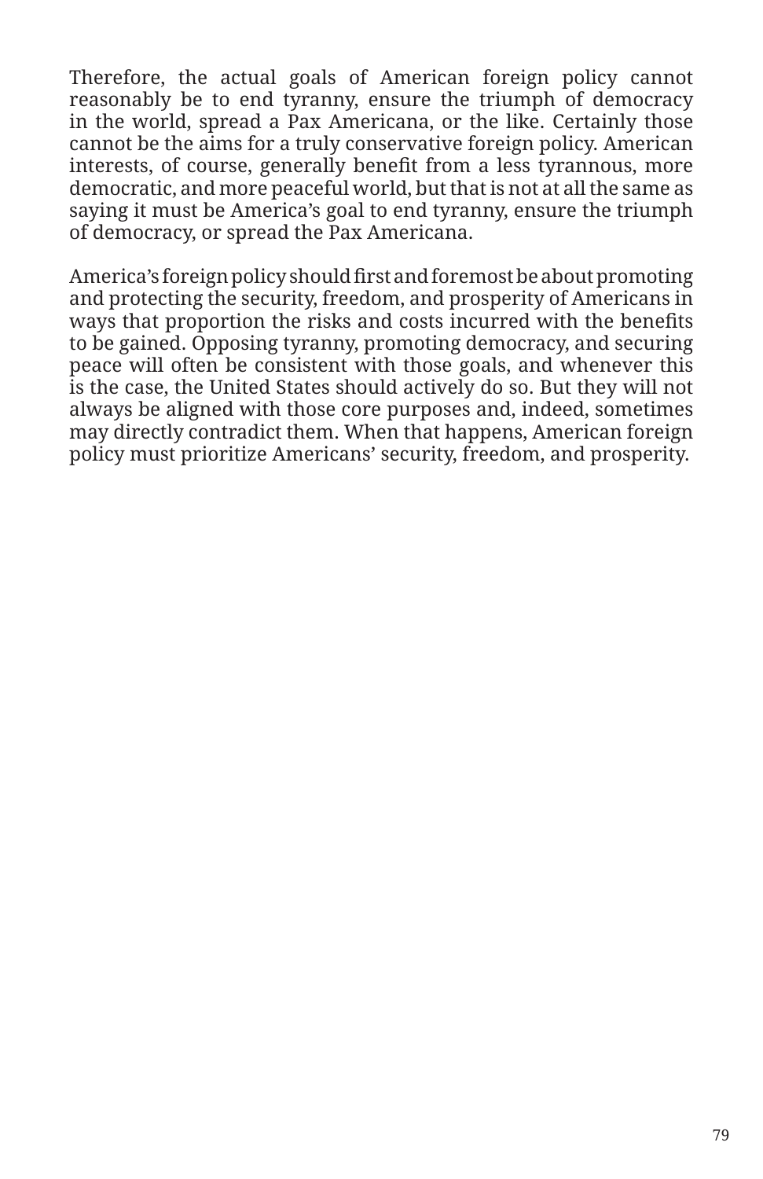Therefore, the actual goals of American foreign policy cannot reasonably be to end tyranny, ensure the triumph of democracy in the world, spread a Pax Americana, or the like. Certainly those cannot be the aims for a truly conservative foreign policy. American interests, of course, generally benefit from a less tyrannous, more democratic, and more peaceful world, but that is not at all the same as saying it must be America's goal to end tyranny, ensure the triumph of democracy, or spread the Pax Americana.

America's foreign policy should first and foremost be about promoting and protecting the security, freedom, and prosperity of Americans in ways that proportion the risks and costs incurred with the benefits to be gained. Opposing tyranny, promoting democracy, and securing peace will often be consistent with those goals, and whenever this is the case, the United States should actively do so. But they will not always be aligned with those core purposes and, indeed, sometimes may directly contradict them. When that happens, American foreign policy must prioritize Americans' security, freedom, and prosperity.